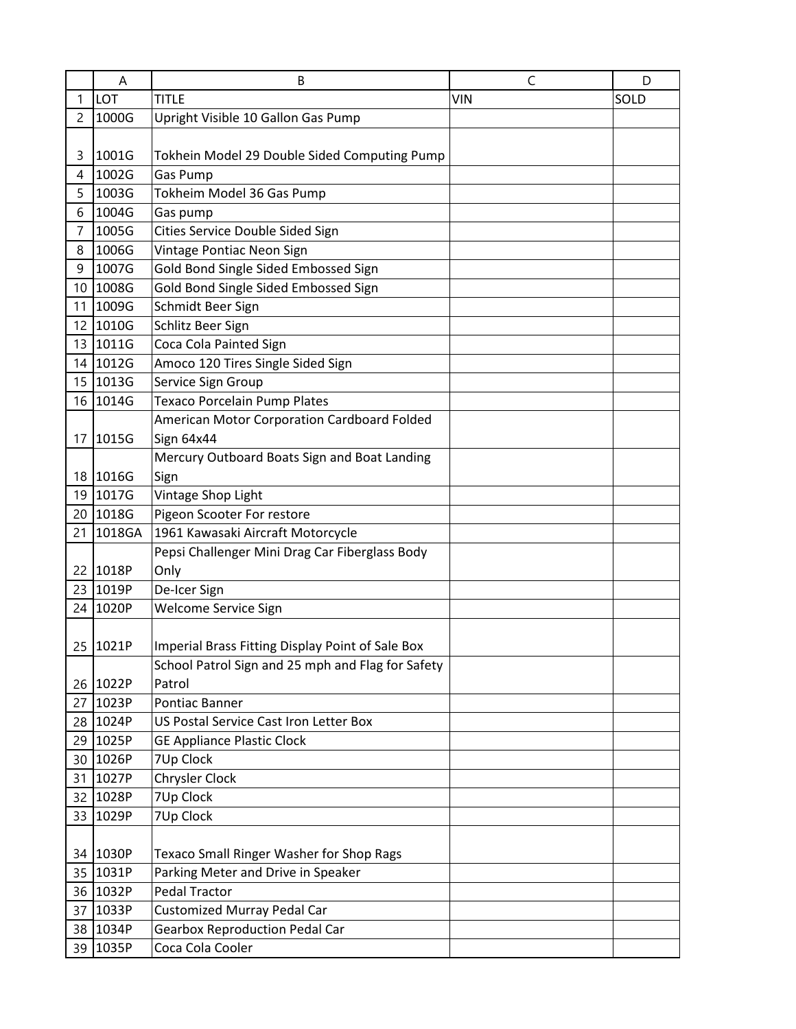| | A | B | C | D |
|---|---|---|---|---|
| 1 | LOT | TITLE | VIN | SOLD |
| 2 | 1000G | Upright Visible 10 Gallon Gas Pump | | |
| 3 | 1001G | Tokhein Model 29 Double Sided Computing Pump | | |
| 4 | 1002G | Gas Pump | | |
| 5 | 1003G | Tokheim Model 36 Gas Pump | | |
| 6 | 1004G | Gas pump | | |
| 7 | 1005G | Cities Service Double Sided Sign | | |
| 8 | 1006G | Vintage Pontiac Neon Sign | | |
| 9 | 1007G | Gold Bond Single Sided Embossed Sign | | |
| 10 | 1008G | Gold Bond Single Sided Embossed Sign | | |
| 11 | 1009G | Schmidt Beer Sign | | |
| 12 | 1010G | Schlitz Beer Sign | | |
| 13 | 1011G | Coca Cola Painted Sign | | |
| 14 | 1012G | Amoco 120 Tires Single Sided Sign | | |
| 15 | 1013G | Service Sign Group | | |
| 16 | 1014G | Texaco Porcelain Pump Plates | | |
| 17 | 1015G | American Motor Corporation Cardboard Folded Sign 64x44 | | |
| 18 | 1016G | Mercury Outboard Boats Sign and Boat Landing Sign | | |
| 19 | 1017G | Vintage Shop Light | | |
| 20 | 1018G | Pigeon Scooter For restore | | |
| 21 | 1018GA | 1961 Kawasaki Aircraft Motorcycle | | |
| 22 | 1018P | Pepsi Challenger Mini Drag Car Fiberglass Body Only | | |
| 23 | 1019P | De-Icer Sign | | |
| 24 | 1020P | Welcome Service Sign | | |
| 25 | 1021P | Imperial Brass Fitting Display Point of Sale Box | | |
| 26 | 1022P | School Patrol Sign and 25 mph and Flag for Safety Patrol | | |
| 27 | 1023P | Pontiac Banner | | |
| 28 | 1024P | US Postal Service Cast Iron Letter Box | | |
| 29 | 1025P | GE Appliance Plastic Clock | | |
| 30 | 1026P | 7Up Clock | | |
| 31 | 1027P | Chrysler Clock | | |
| 32 | 1028P | 7Up Clock | | |
| 33 | 1029P | 7Up Clock | | |
| 34 | 1030P | Texaco Small Ringer Washer for Shop Rags | | |
| 35 | 1031P | Parking Meter and Drive in Speaker | | |
| 36 | 1032P | Pedal Tractor | | |
| 37 | 1033P | Customized Murray Pedal Car | | |
| 38 | 1034P | Gearbox Reproduction Pedal Car | | |
| 39 | 1035P | Coca Cola Cooler | | |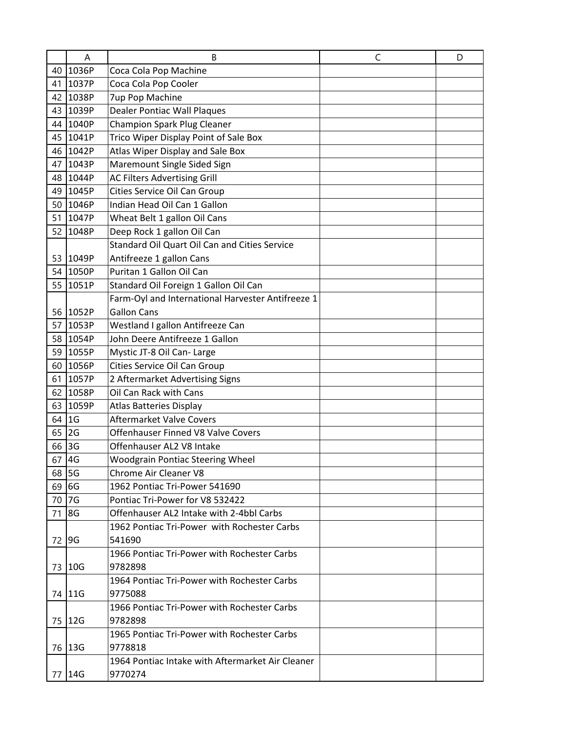| | A | B | C | D |
|---|---|---|---|---|
| 40 | 1036P | Coca Cola Pop Machine | | |
| 41 | 1037P | Coca Cola Pop Cooler | | |
| 42 | 1038P | 7up Pop Machine | | |
| 43 | 1039P | Dealer Pontiac Wall Plaques | | |
| 44 | 1040P | Champion Spark Plug Cleaner | | |
| 45 | 1041P | Trico Wiper Display Point of Sale Box | | |
| 46 | 1042P | Atlas Wiper Display and Sale Box | | |
| 47 | 1043P | Maremount Single Sided Sign | | |
| 48 | 1044P | AC Filters Advertising Grill | | |
| 49 | 1045P | Cities Service Oil Can Group | | |
| 50 | 1046P | Indian Head Oil Can 1 Gallon | | |
| 51 | 1047P | Wheat Belt 1 gallon Oil Cans | | |
| 52 | 1048P | Deep Rock 1 gallon Oil Can | | |
| 53 | 1049P | Standard Oil Quart Oil Can and Cities Service Antifreeze 1 gallon Cans | | |
| 54 | 1050P | Puritan 1 Gallon Oil Can | | |
| 55 | 1051P | Standard Oil Foreign 1 Gallon Oil Can | | |
| 56 | 1052P | Farm-Oyl and International Harvester Antifreeze 1 Gallon Cans | | |
| 57 | 1053P | Westland I gallon Antifreeze Can | | |
| 58 | 1054P | John Deere Antifreeze 1 Gallon | | |
| 59 | 1055P | Mystic JT-8 Oil Can- Large | | |
| 60 | 1056P | Cities Service Oil Can Group | | |
| 61 | 1057P | 2 Aftermarket Advertising Signs | | |
| 62 | 1058P | Oil Can Rack with Cans | | |
| 63 | 1059P | Atlas Batteries Display | | |
| 64 | 1G | Aftermarket Valve Covers | | |
| 65 | 2G | Offenhauser Finned V8 Valve Covers | | |
| 66 | 3G | Offenhauser AL2 V8 Intake | | |
| 67 | 4G | Woodgrain Pontiac Steering Wheel | | |
| 68 | 5G | Chrome Air Cleaner V8 | | |
| 69 | 6G | 1962 Pontiac Tri-Power 541690 | | |
| 70 | 7G | Pontiac Tri-Power for V8 532422 | | |
| 71 | 8G | Offenhauser AL2 Intake with 2-4bbl Carbs | | |
| 72 | 9G | 1962 Pontiac Tri-Power with Rochester Carbs 541690 | | |
| 73 | 10G | 1966 Pontiac Tri-Power with Rochester Carbs 9782898 | | |
| 74 | 11G | 1964 Pontiac Tri-Power with Rochester Carbs 9775088 | | |
| 75 | 12G | 1966 Pontiac Tri-Power with Rochester Carbs 9782898 | | |
| 76 | 13G | 1965 Pontiac Tri-Power with Rochester Carbs 9778818 | | |
| 77 | 14G | 1964 Pontiac Intake with Aftermarket Air Cleaner 9770274 | | |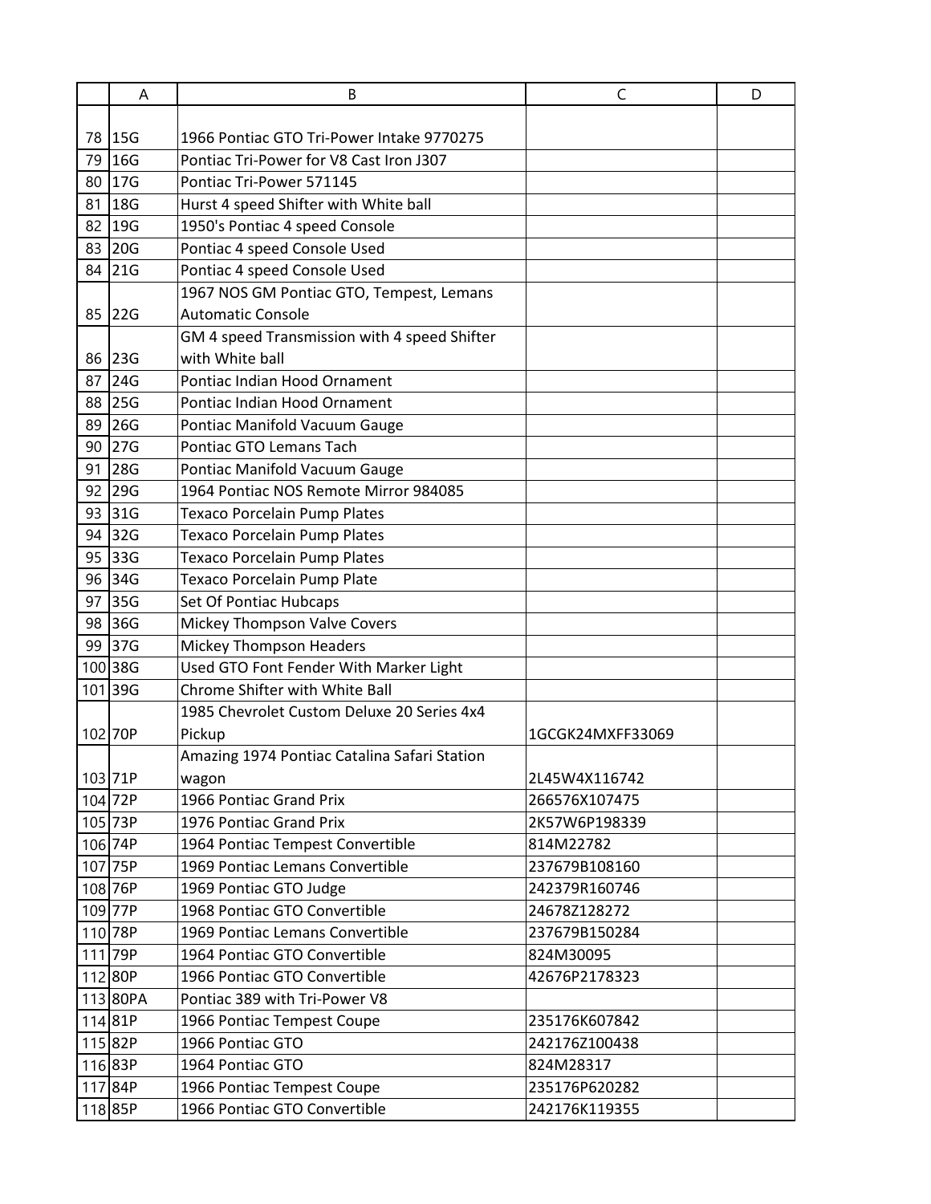| | A | B | C | D |
|---|---|---|---|---|
| 78 | 15G | 1966 Pontiac GTO Tri-Power Intake 9770275 | | |
| 79 | 16G | Pontiac Tri-Power for V8 Cast Iron J307 | | |
| 80 | 17G | Pontiac Tri-Power 571145 | | |
| 81 | 18G | Hurst 4 speed Shifter with White ball | | |
| 82 | 19G | 1950's Pontiac 4 speed Console | | |
| 83 | 20G | Pontiac 4 speed Console Used | | |
| 84 | 21G | Pontiac 4 speed Console Used | | |
| 85 | 22G | 1967 NOS GM Pontiac GTO, Tempest, Lemans Automatic Console | | |
| 86 | 23G | GM 4 speed Transmission with 4 speed Shifter with White ball | | |
| 87 | 24G | Pontiac Indian Hood Ornament | | |
| 88 | 25G | Pontiac Indian Hood Ornament | | |
| 89 | 26G | Pontiac Manifold Vacuum Gauge | | |
| 90 | 27G | Pontiac GTO Lemans Tach | | |
| 91 | 28G | Pontiac Manifold Vacuum Gauge | | |
| 92 | 29G | 1964 Pontiac NOS Remote Mirror 984085 | | |
| 93 | 31G | Texaco Porcelain Pump Plates | | |
| 94 | 32G | Texaco Porcelain Pump Plates | | |
| 95 | 33G | Texaco Porcelain Pump Plates | | |
| 96 | 34G | Texaco Porcelain Pump Plate | | |
| 97 | 35G | Set Of Pontiac Hubcaps | | |
| 98 | 36G | Mickey Thompson Valve Covers | | |
| 99 | 37G | Mickey Thompson Headers | | |
| 100 | 38G | Used GTO Font Fender With Marker Light | | |
| 101 | 39G | Chrome Shifter with White Ball | | |
| 102 | 70P | 1985 Chevrolet Custom Deluxe 20 Series 4x4 Pickup | 1GCGK24MXFF33069 | |
| 103 | 71P | Amazing 1974 Pontiac Catalina Safari Station wagon | 2L45W4X116742 | |
| 104 | 72P | 1966 Pontiac Grand Prix | 266576X107475 | |
| 105 | 73P | 1976 Pontiac Grand Prix | 2K57W6P198339 | |
| 106 | 74P | 1964 Pontiac Tempest Convertible | 814M22782 | |
| 107 | 75P | 1969 Pontiac Lemans Convertible | 237679B108160 | |
| 108 | 76P | 1969 Pontiac GTO Judge | 242379R160746 | |
| 109 | 77P | 1968 Pontiac GTO Convertible | 24678Z128272 | |
| 110 | 78P | 1969 Pontiac Lemans Convertible | 237679B150284 | |
| 111 | 79P | 1964 Pontiac GTO Convertible | 824M30095 | |
| 112 | 80P | 1966 Pontiac GTO Convertible | 42676P2178323 | |
| 113 | 80PA | Pontiac 389 with Tri-Power V8 | | |
| 114 | 81P | 1966 Pontiac Tempest Coupe | 235176K607842 | |
| 115 | 82P | 1966 Pontiac GTO | 242176Z100438 | |
| 116 | 83P | 1964 Pontiac GTO | 824M28317 | |
| 117 | 84P | 1966 Pontiac Tempest Coupe | 235176P620282 | |
| 118 | 85P | 1966 Pontiac GTO Convertible | 242176K119355 | |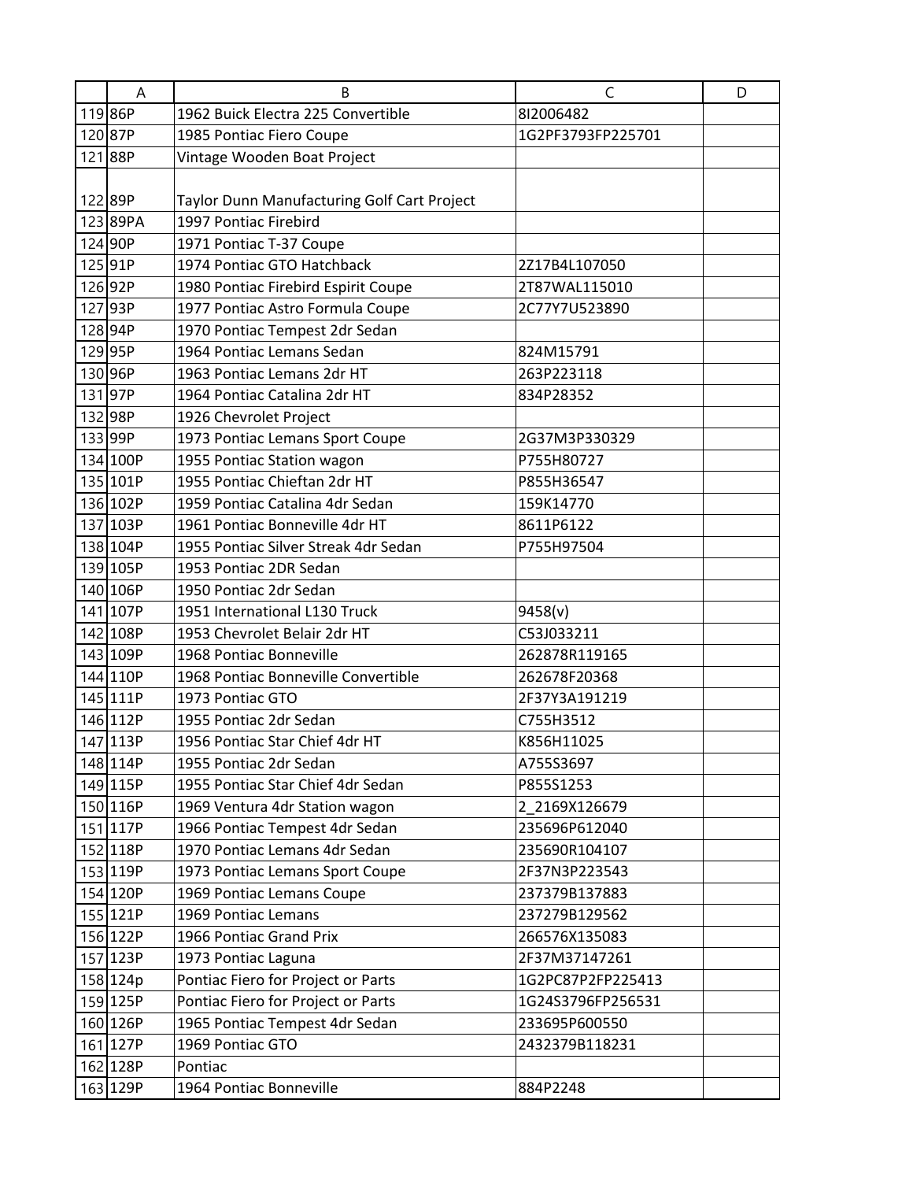| | A | B | C | D |
|---|---|---|---|---|
| 119 | 86P | 1962 Buick Electra 225 Convertible | 8I2006482 | |
| 120 | 87P | 1985 Pontiac Fiero Coupe | 1G2PF3793FP225701 | |
| 121 | 88P | Vintage Wooden Boat Project | | |
| 122 | 89P | Taylor Dunn Manufacturing Golf Cart Project | | |
| 123 | 89PA | 1997 Pontiac Firebird | | |
| 124 | 90P | 1971 Pontiac T-37 Coupe | | |
| 125 | 91P | 1974 Pontiac GTO Hatchback | 2Z17B4L107050 | |
| 126 | 92P | 1980 Pontiac Firebird Espirit Coupe | 2T87WAL115010 | |
| 127 | 93P | 1977 Pontiac Astro Formula Coupe | 2C77Y7U523890 | |
| 128 | 94P | 1970 Pontiac Tempest 2dr Sedan | | |
| 129 | 95P | 1964 Pontiac Lemans Sedan | 824M15791 | |
| 130 | 96P | 1963 Pontiac Lemans 2dr HT | 263P223118 | |
| 131 | 97P | 1964 Pontiac Catalina 2dr HT | 834P28352 | |
| 132 | 98P | 1926 Chevrolet Project | | |
| 133 | 99P | 1973 Pontiac Lemans Sport Coupe | 2G37M3P330329 | |
| 134 | 100P | 1955 Pontiac Station wagon | P755H80727 | |
| 135 | 101P | 1955 Pontiac Chieftan 2dr HT | P855H36547 | |
| 136 | 102P | 1959 Pontiac Catalina 4dr Sedan | 159K14770 | |
| 137 | 103P | 1961 Pontiac Bonneville 4dr HT | 8611P6122 | |
| 138 | 104P | 1955 Pontiac Silver Streak 4dr Sedan | P755H97504 | |
| 139 | 105P | 1953 Pontiac 2DR Sedan | | |
| 140 | 106P | 1950 Pontiac 2dr Sedan | | |
| 141 | 107P | 1951 International L130 Truck | 9458(v) | |
| 142 | 108P | 1953 Chevrolet Belair 2dr HT | C53J033211 | |
| 143 | 109P | 1968 Pontiac Bonneville | 262878R119165 | |
| 144 | 110P | 1968 Pontiac Bonneville Convertible | 262678F20368 | |
| 145 | 111P | 1973 Pontiac GTO | 2F37Y3A191219 | |
| 146 | 112P | 1955 Pontiac 2dr Sedan | C755H3512 | |
| 147 | 113P | 1956 Pontiac Star Chief 4dr HT | K856H11025 | |
| 148 | 114P | 1955 Pontiac 2dr Sedan | A755S3697 | |
| 149 | 115P | 1955 Pontiac Star Chief 4dr Sedan | P855S1253 | |
| 150 | 116P | 1969 Ventura 4dr Station wagon | 2_2169X126679 | |
| 151 | 117P | 1966 Pontiac Tempest 4dr Sedan | 235696P612040 | |
| 152 | 118P | 1970 Pontiac Lemans 4dr Sedan | 235690R104107 | |
| 153 | 119P | 1973 Pontiac Lemans Sport Coupe | 2F37N3P223543 | |
| 154 | 120P | 1969 Pontiac Lemans Coupe | 237379B137883 | |
| 155 | 121P | 1969 Pontiac Lemans | 237279B129562 | |
| 156 | 122P | 1966 Pontiac Grand Prix | 266576X135083 | |
| 157 | 123P | 1973 Pontiac Laguna | 2F37M37147261 | |
| 158 | 124p | Pontiac Fiero for Project or Parts | 1G2PC87P2FP225413 | |
| 159 | 125P | Pontiac Fiero for Project or Parts | 1G24S3796FP256531 | |
| 160 | 126P | 1965 Pontiac Tempest 4dr Sedan | 233695P600550 | |
| 161 | 127P | 1969 Pontiac GTO | 2432379B118231 | |
| 162 | 128P | Pontiac | | |
| 163 | 129P | 1964 Pontiac Bonneville | 884P2248 | |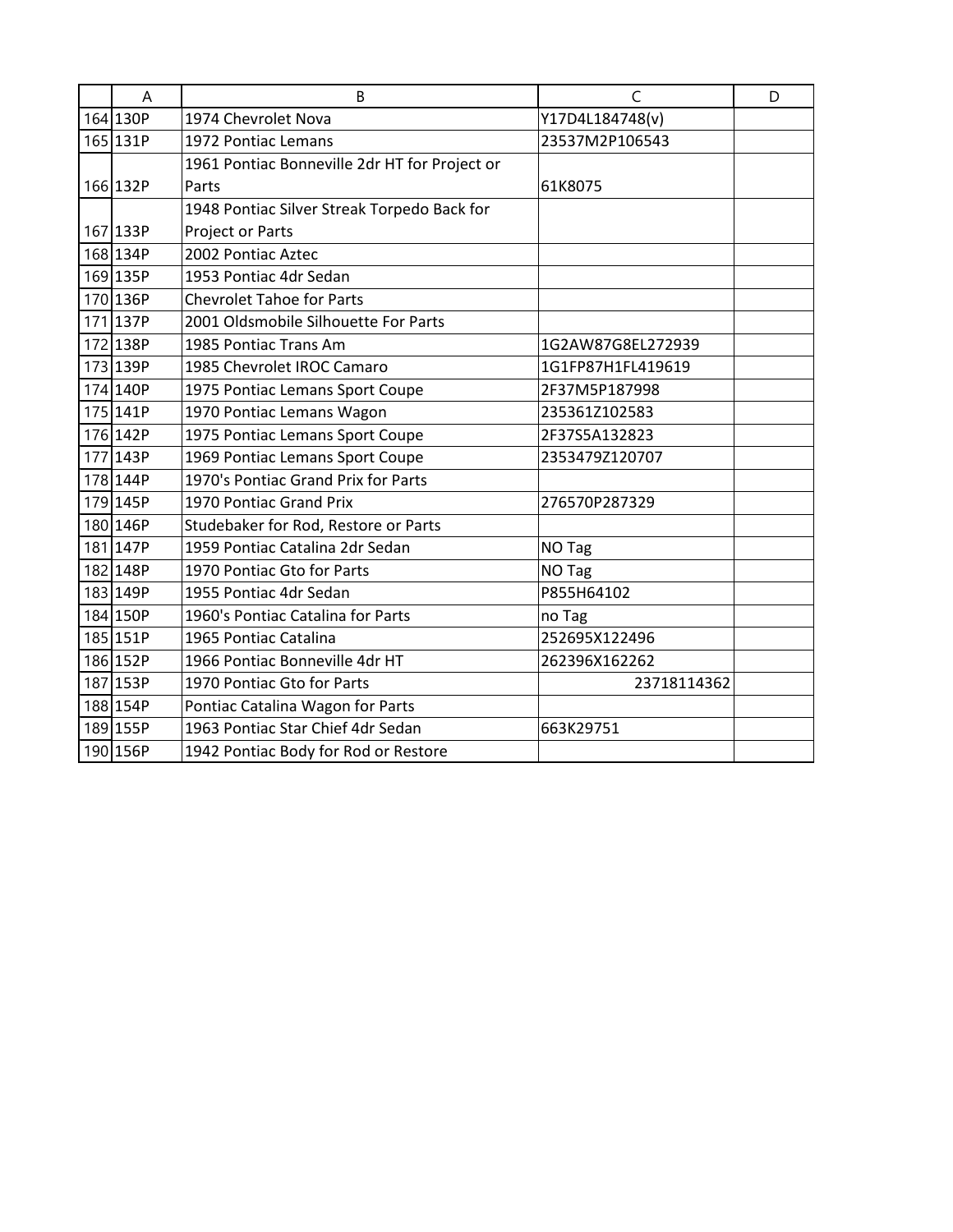| | A | B | C | D |
|---|---|---|---|---|
| 164 | 130P | 1974 Chevrolet Nova | Y17D4L184748(v) | |
| 165 | 131P | 1972 Pontiac Lemans | 23537M2P106543 | |
| 166 | 132P | 1961 Pontiac Bonneville 2dr HT for Project or Parts | 61K8075 | |
| 167 | 133P | 1948 Pontiac Silver Streak Torpedo Back for Project or Parts | | |
| 168 | 134P | 2002 Pontiac Aztec | | |
| 169 | 135P | 1953 Pontiac 4dr Sedan | | |
| 170 | 136P | Chevrolet Tahoe for Parts | | |
| 171 | 137P | 2001 Oldsmobile Silhouette For Parts | | |
| 172 | 138P | 1985 Pontiac Trans Am | 1G2AW87G8EL272939 | |
| 173 | 139P | 1985 Chevrolet IROC Camaro | 1G1FP87H1FL419619 | |
| 174 | 140P | 1975 Pontiac Lemans Sport Coupe | 2F37M5P187998 | |
| 175 | 141P | 1970 Pontiac Lemans Wagon | 235361Z102583 | |
| 176 | 142P | 1975 Pontiac Lemans Sport Coupe | 2F37S5A132823 | |
| 177 | 143P | 1969 Pontiac Lemans Sport Coupe | 2353479Z120707 | |
| 178 | 144P | 1970's Pontiac Grand Prix for Parts | | |
| 179 | 145P | 1970 Pontiac Grand Prix | 276570P287329 | |
| 180 | 146P | Studebaker for Rod, Restore or Parts | | |
| 181 | 147P | 1959 Pontiac Catalina 2dr Sedan | NO Tag | |
| 182 | 148P | 1970 Pontiac Gto for Parts | NO Tag | |
| 183 | 149P | 1955 Pontiac 4dr Sedan | P855H64102 | |
| 184 | 150P | 1960's Pontiac Catalina for Parts | no Tag | |
| 185 | 151P | 1965 Pontiac Catalina | 252695X122496 | |
| 186 | 152P | 1966 Pontiac Bonneville 4dr HT | 262396X162262 | |
| 187 | 153P | 1970 Pontiac Gto for Parts | 23718114362 | |
| 188 | 154P | Pontiac Catalina Wagon for Parts | | |
| 189 | 155P | 1963 Pontiac Star Chief 4dr Sedan | 663K29751 | |
| 190 | 156P | 1942 Pontiac Body for Rod or Restore | | |